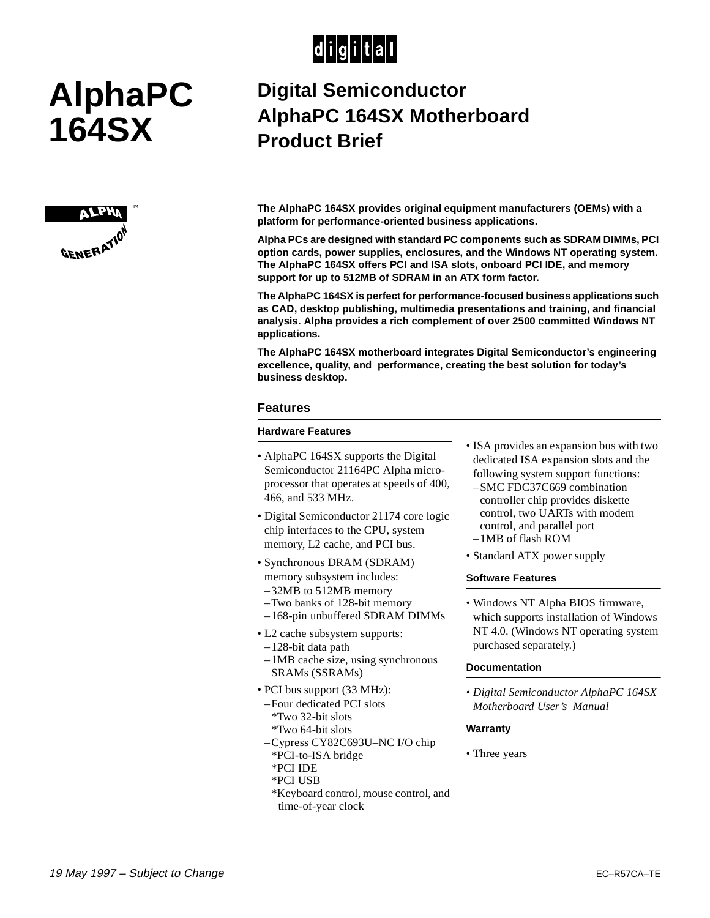# AlphaPC 164SX

## Digital Semiconductor AlphaPC 164SX Motherboard Product Brief

**The AlphaPC 164SX provides original equipment manufacturers (OEMs) with a platform for performance-oriented business applications.**

**Alpha PCs are designed with standard PC components such as SDRAM DIMMs, PCI option cards, power supplies, enclosures, and the Windows NT operating system. The AlphaPC 164SX offers PCI and ISA slots, onboard PCI IDE, and memory support for up to 512MB of SDRAM in an ATX form factor.**

**The AlphaPC 164SX is perfect for performance-focused business applications such as CAD, desktop publishing, multimedia presentations and training, and financial analysis. Alpha provides a rich complement of over 2500 committed Windows NT applications.**

**The AlphaPC 164SX motherboard integrates Digital Semiconductor's engineering excellence, quality, and performance, creating the best solution for today's business desktop.**

### Features

#### Hardware Features

- AlphaPC 164SX supports the Digital Semiconductor 21164PC Alpha microprocessor that operates at speeds of 400, 466, and 533 MHz.
- Digital Semiconductor 21174 core logic chip interfaces to the CPU, system memory, L2 cache, and PCI bus.
- Synchronous DRAM (SDRAM) memory subsystem includes:
  - 32MB to 512MB memory
  - Two banks of 128-bit memory
  - 168-pin unbuffered SDRAM DIMMs
- L2 cache subsystem supports:
  - 128-bit data path
  - 1MB cache size, using synchronous SRAMs (SSRAMs)
- PCI bus support (33 MHz):
  - Four dedicated PCI slots
    - *Two 32-bit slots
    - *Two 64-bit slots
  - Cypress CY82C693U–NC I/O chip
    - *PCI-to-ISA bridge
    - *PCI IDE
    - *PCI USB
    - *Keyboard control, mouse control, and time-of-year clock
- ISA provides an expansion bus with two dedicated ISA expansion slots and the following system support functions:
  - SMC FDC37C669 combination controller chip provides diskette control, two UARTs with modem control, and parallel port
  - 1MB of flash ROM
- Standard ATX power supply

#### Software Features

- Windows NT Alpha BIOS firmware, which supports installation of Windows NT 4.0. (Windows NT operating system purchased separately.)

#### Documentation

- *Digital Semiconductor AlphaPC 164SX Motherboard User's Manual*

#### Warranty

- Three years

*19 May 1997 – Subject to Change*

EC–R57CA–TE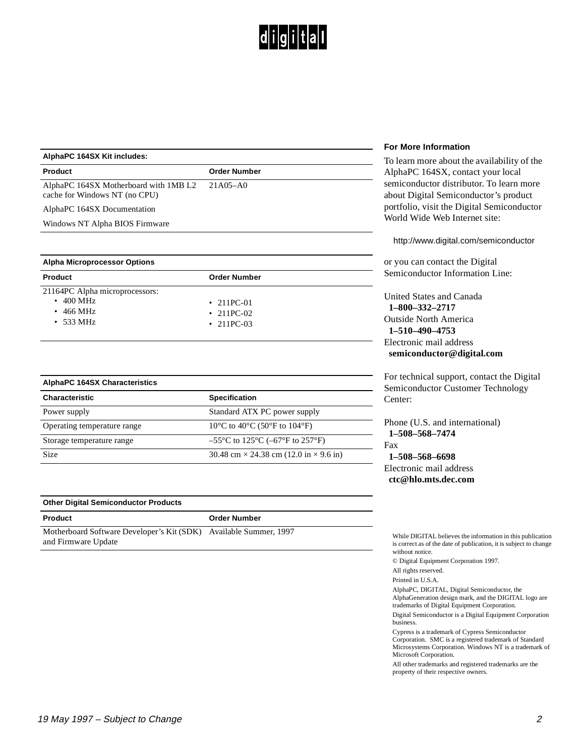digital

| AlphaPC 164SX Kit includes: | |
| --- | --- |
| **Product** | **Order Number** |
| AlphaPC 164SX Motherboard with 1MB L2 cache for Windows NT (no CPU) | 21A05–A0 |
| AlphaPC 164SX Documentation | |
| Windows NT Alpha BIOS Firmware | |

| Alpha Microprocessor Options | |
| --- | --- |
| **Product** | **Order Number** |
| 21164PC Alpha microprocessors: | |
| • 400 MHz | • 211PC-01 |
| • 466 MHz | • 211PC-02 |
| • 533 MHz | • 211PC-03 |

| AlphaPC 164SX Characteristics | |
| --- | --- |
| **Characteristic** | **Specification** |
| Power supply | Standard ATX PC power supply |
| Operating temperature range | 10°C to 40°C (50°F to 104°F) |
| Storage temperature range | –55°C to 125°C (–67°F to 257°F) |
| Size | 30.48 cm × 24.38 cm (12.0 in × 9.6 in) |

| Other Digital Semiconductor Products | |
| --- | --- |
| **Product** | **Order Number** |
| Motherboard Software Developer's Kit (SDK) and Firmware Update | Available Summer, 1997 |

### For More Information

To learn more about the availability of the AlphaPC 164SX, contact your local semiconductor distributor. To learn more about Digital Semiconductor's product portfolio, visit the Digital Semiconductor World Wide Web Internet site:

http://www.digital.com/semiconductor

or you can contact the Digital Semiconductor Information Line:

United States and Canada
**1–800–332–2717**
Outside North America
**1–510–490–4753**
Electronic mail address
**semiconductor@digital.com**

For technical support, contact the Digital Semiconductor Customer Technology Center:

Phone (U.S. and international)
**1–508–568–7474**
Fax
**1–508–568–6698**
Electronic mail address
**ctc@hlo.mts.dec.com**

While DIGITAL believes the information in this publication is correct as of the date of publication, it is subject to change without notice.

© Digital Equipment Corporation 1997.

All rights reserved.

Printed in U.S.A.

AlphaPC, DIGITAL, Digital Semiconductor, the AlphaGeneration design mark, and the DIGITAL logo are trademarks of Digital Equipment Corporation.

Digital Semiconductor is a Digital Equipment Corporation business.

Cypress is a trademark of Cypress Semiconductor Corporation. SMC is a registered trademark of Standard Microsystems Corporation. Windows NT is a trademark of Microsoft Corporation.

All other trademarks and registered trademarks are the property of their respective owners.

*19 May 1997 – Subject to Change*